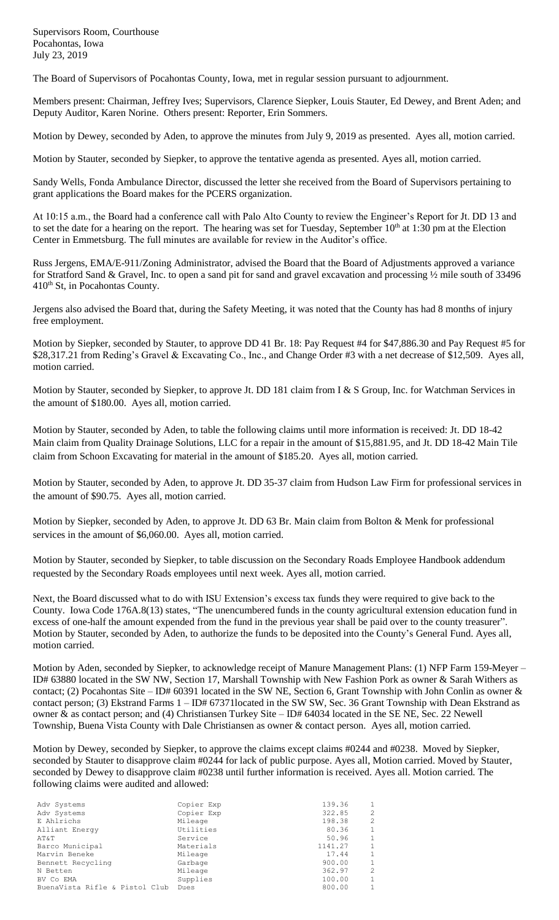Supervisors Room, Courthouse
Pocahontas, Iowa
July 23, 2019

The Board of Supervisors of Pocahontas County, Iowa, met in regular session pursuant to adjournment.

Members present: Chairman, Jeffrey Ives; Supervisors, Clarence Siepker, Louis Stauter, Ed Dewey, and Brent Aden; and Deputy Auditor, Karen Norine. Others present: Reporter, Erin Sommers.

Motion by Dewey, seconded by Aden, to approve the minutes from July 9, 2019 as presented. Ayes all, motion carried.

Motion by Stauter, seconded by Siepker, to approve the tentative agenda as presented. Ayes all, motion carried.

Sandy Wells, Fonda Ambulance Director, discussed the letter she received from the Board of Supervisors pertaining to grant applications the Board makes for the PCERS organization.

At 10:15 a.m., the Board had a conference call with Palo Alto County to review the Engineer's Report for Jt. DD 13 and to set the date for a hearing on the report. The hearing was set for Tuesday, September 10th at 1:30 pm at the Election Center in Emmetsburg. The full minutes are available for review in the Auditor's office.

Russ Jergens, EMA/E-911/Zoning Administrator, advised the Board that the Board of Adjustments approved a variance for Stratford Sand & Gravel, Inc. to open a sand pit for sand and gravel excavation and processing ½ mile south of 33496 410th St, in Pocahontas County.

Jergens also advised the Board that, during the Safety Meeting, it was noted that the County has had 8 months of injury free employment.

Motion by Siepker, seconded by Stauter, to approve DD 41 Br. 18: Pay Request #4 for $47,886.30 and Pay Request #5 for $28,317.21 from Reding's Gravel & Excavating Co., Inc., and Change Order #3 with a net decrease of $12,509. Ayes all, motion carried.

Motion by Stauter, seconded by Siepker, to approve Jt. DD 181 claim from I & S Group, Inc. for Watchman Services in the amount of $180.00. Ayes all, motion carried.

Motion by Stauter, seconded by Aden, to table the following claims until more information is received: Jt. DD 18-42 Main claim from Quality Drainage Solutions, LLC for a repair in the amount of $15,881.95, and Jt. DD 18-42 Main Tile claim from Schoon Excavating for material in the amount of $185.20. Ayes all, motion carried.

Motion by Stauter, seconded by Aden, to approve Jt. DD 35-37 claim from Hudson Law Firm for professional services in the amount of $90.75. Ayes all, motion carried.

Motion by Siepker, seconded by Aden, to approve Jt. DD 63 Br. Main claim from Bolton & Menk for professional services in the amount of $6,060.00. Ayes all, motion carried.

Motion by Stauter, seconded by Siepker, to table discussion on the Secondary Roads Employee Handbook addendum requested by the Secondary Roads employees until next week. Ayes all, motion carried.

Next, the Board discussed what to do with ISU Extension's excess tax funds they were required to give back to the County. Iowa Code 176A.8(13) states, "The unencumbered funds in the county agricultural extension education fund in excess of one-half the amount expended from the fund in the previous year shall be paid over to the county treasurer". Motion by Stauter, seconded by Aden, to authorize the funds to be deposited into the County's General Fund. Ayes all, motion carried.

Motion by Aden, seconded by Siepker, to acknowledge receipt of Manure Management Plans: (1) NFP Farm 159-Meyer – ID# 63880 located in the SW NW, Section 17, Marshall Township with New Fashion Pork as owner & Sarah Withers as contact; (2) Pocahontas Site – ID# 60391 located in the SW NE, Section 6, Grant Township with John Conlin as owner & contact person; (3) Ekstrand Farms 1 – ID# 67371located in the SW SW, Sec. 36 Grant Township with Dean Ekstrand as owner & as contact person; and (4) Christiansen Turkey Site – ID# 64034 located in the SE NE, Sec. 22 Newell Township, Buena Vista County with Dale Christiansen as owner & contact person. Ayes all, motion carried.

Motion by Dewey, seconded by Siepker, to approve the claims except claims #0244 and #0238. Moved by Siepker, seconded by Stauter to disapprove claim #0244 for lack of public purpose. Ayes all, Motion carried. Moved by Stauter, seconded by Dewey to disapprove claim #0238 until further information is received. Ayes all. Motion carried. The following claims were audited and allowed:

| | | | |
|---|---|---|---|
| Adv Systems | Copier Exp | 139.36 | 1 |
| Adv Systems | Copier Exp | 322.85 | 2 |
| E Ahlrichs | Mileage | 198.38 | 2 |
| Alliant Energy | Utilities | 80.36 | 1 |
| AT&T | Service | 50.96 | 1 |
| Barco Municipal | Materials | 1141.27 | 1 |
| Marvin Beneke | Mileage | 17.44 | 1 |
| Bennett Recycling | Garbage | 900.00 | 1 |
| N Betten | Mileage | 362.97 | 2 |
| BV Co EMA | Supplies | 100.00 | 1 |
| BuenaVista Rifle & Pistol Club | Dues | 800.00 | 1 |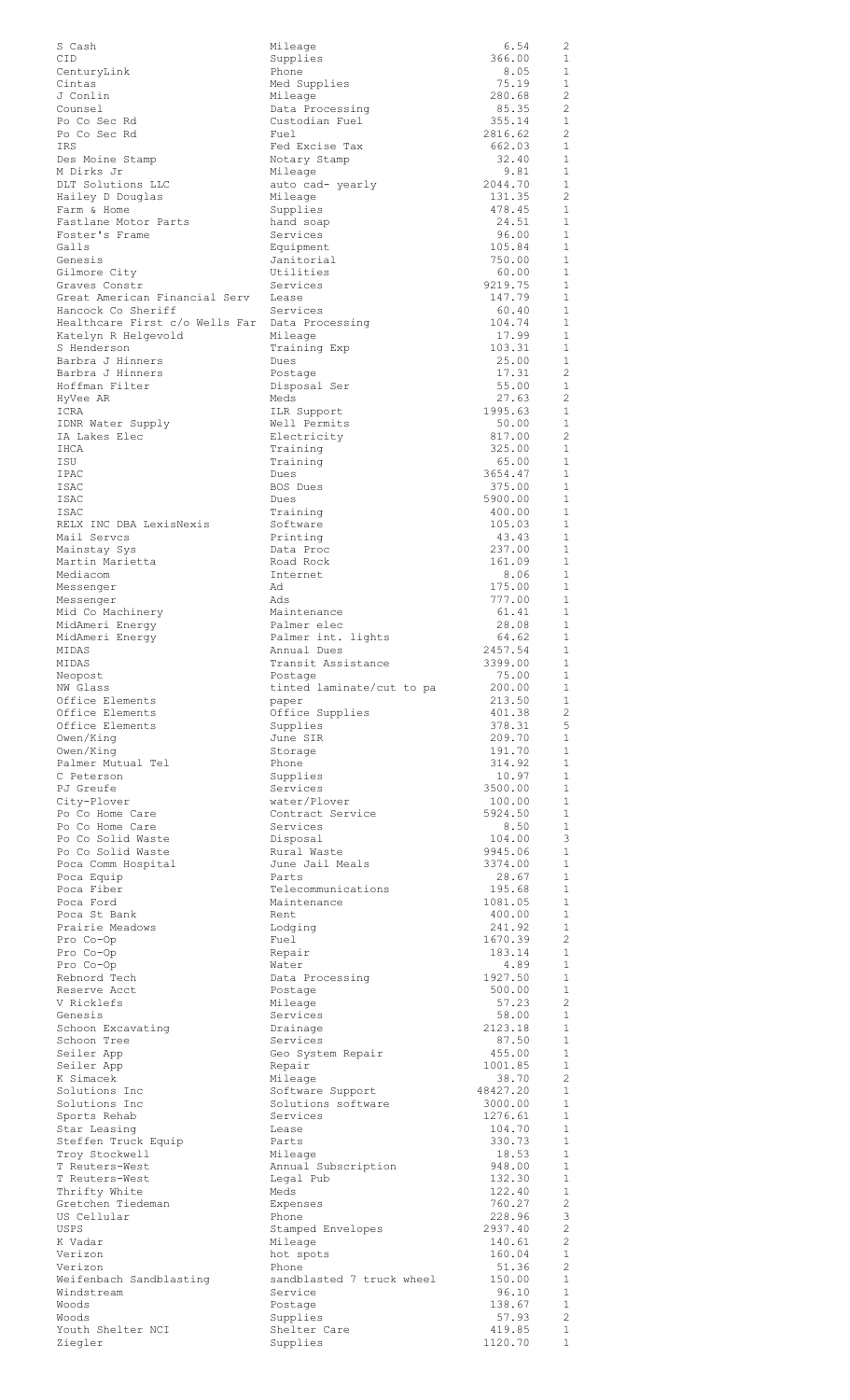| | | | |
|---|---|---|---|
| S Cash | Mileage | 6.54 | 2 |
| CID | Supplies | 366.00 | 1 |
| CenturyLink | Phone | 8.05 | 1 |
| Cintas | Med Supplies | 75.19 | 1 |
| J Conlin | Mileage | 280.68 | 2 |
| Counsel | Data Processing | 85.35 | 2 |
| Po Co Sec Rd | Custodian Fuel | 355.14 | 1 |
| Po Co Sec Rd | Fuel | 2816.62 | 2 |
| IRS | Fed Excise Tax | 662.03 | 1 |
| Des Moine Stamp | Notary Stamp | 32.40 | 1 |
| M Dirks Jr | Mileage | 9.81 | 1 |
| DLT Solutions LLC | auto cad- yearly | 2044.70 | 1 |
| Hailey D Douglas | Mileage | 131.35 | 2 |
| Farm & Home | Supplies | 478.45 | 1 |
| Fastlane Motor Parts | hand soap | 24.51 | 1 |
| Foster's Frame | Services | 96.00 | 1 |
| Galls | Equipment | 105.84 | 1 |
| Genesis | Janitorial | 750.00 | 1 |
| Gilmore City | Utilities | 60.00 | 1 |
| Graves Constr | Services | 9219.75 | 1 |
| Great American Financial Serv | Lease | 147.79 | 1 |
| Hancock Co Sheriff | Services | 60.40 | 1 |
| Healthcare First c/o Wells Far | Data Processing | 104.74 | 1 |
| Katelyn R Helgevold | Mileage | 17.99 | 1 |
| S Henderson | Training Exp | 103.31 | 1 |
| Barbra J Hinners | Dues | 25.00 | 1 |
| Barbra J Hinners | Postage | 17.31 | 2 |
| Hoffman Filter | Disposal Ser | 55.00 | 1 |
| HyVee AR | Meds | 27.63 | 2 |
| ICRA | ILR Support | 1995.63 | 1 |
| IDNR Water Supply | Well Permits | 50.00 | 1 |
| IA Lakes Elec | Electricity | 817.00 | 2 |
| IHCA | Training | 325.00 | 1 |
| ISU | Training | 65.00 | 1 |
| IPAC | Dues | 3654.47 | 1 |
| ISAC | BOS Dues | 375.00 | 1 |
| ISAC | Dues | 5900.00 | 1 |
| ISAC | Training | 400.00 | 1 |
| RELX INC DBA LexisNexis | Software | 105.03 | 1 |
| Mail Servcs | Printing | 43.43 | 1 |
| Mainstay Sys | Data Proc | 237.00 | 1 |
| Martin Marietta | Road Rock | 161.09 | 1 |
| Mediacom | Internet | 8.06 | 1 |
| Messenger | Ad | 175.00 | 1 |
| Messenger | Ads | 777.00 | 1 |
| Mid Co Machinery | Maintenance | 61.41 | 1 |
| MidAmeri Energy | Palmer elec | 28.08 | 1 |
| MidAmeri Energy | Palmer int. lights | 64.62 | 1 |
| MIDAS | Annual Dues | 2457.54 | 1 |
| MIDAS | Transit Assistance | 3399.00 | 1 |
| Neopost | Postage | 75.00 | 1 |
| NW Glass | tinted laminate/cut to pa | 200.00 | 1 |
| Office Elements | paper | 213.50 | 1 |
| Office Elements | Office Supplies | 401.38 | 2 |
| Office Elements | Supplies | 378.31 | 5 |
| Owen/King | June SIR | 209.70 | 1 |
| Owen/King | Storage | 191.70 | 1 |
| Palmer Mutual Tel | Phone | 314.92 | 1 |
| C Peterson | Supplies | 10.97 | 1 |
| PJ Greufe | Services | 3500.00 | 1 |
| City-Plover | water/Plover | 100.00 | 1 |
| Po Co Home Care | Contract Service | 5924.50 | 1 |
| Po Co Home Care | Services | 8.50 | 1 |
| Po Co Solid Waste | Disposal | 104.00 | 3 |
| Po Co Solid Waste | Rural Waste | 9945.06 | 1 |
| Poca Comm Hospital | June Jail Meals | 3374.00 | 1 |
| Poca Equip | Parts | 28.67 | 1 |
| Poca Fiber | Telecommunications | 195.68 | 1 |
| Poca Ford | Maintenance | 1081.05 | 1 |
| Poca St Bank | Rent | 400.00 | 1 |
| Prairie Meadows | Lodging | 241.92 | 1 |
| Pro Co-Op | Fuel | 1670.39 | 2 |
| Pro Co-Op | Repair | 183.14 | 1 |
| Pro Co-Op | Water | 4.89 | 1 |
| Rebnord Tech | Data Processing | 1927.50 | 1 |
| Reserve Acct | Postage | 500.00 | 1 |
| V Ricklefs | Mileage | 57.23 | 2 |
| Genesis | Services | 58.00 | 1 |
| Schoon Excavating | Drainage | 2123.18 | 1 |
| Schoon Tree | Services | 87.50 | 1 |
| Seiler App | Geo System Repair | 455.00 | 1 |
| Seiler App | Repair | 1001.85 | 1 |
| K Simacek | Mileage | 38.70 | 2 |
| Solutions Inc | Software Support | 48427.20 | 1 |
| Solutions Inc | Solutions software | 3000.00 | 1 |
| Sports Rehab | Services | 1276.61 | 1 |
| Star Leasing | Lease | 104.70 | 1 |
| Steffen Truck Equip | Parts | 330.73 | 1 |
| Troy Stockwell | Mileage | 18.53 | 1 |
| T Reuters-West | Annual Subscription | 948.00 | 1 |
| T Reuters-West | Legal Pub | 132.30 | 1 |
| Thrifty White | Meds | 122.40 | 1 |
| Gretchen Tiedeman | Expenses | 760.27 | 2 |
| US Cellular | Phone | 228.96 | 3 |
| USPS | Stamped Envelopes | 2937.40 | 2 |
| K Vadar | Mileage | 140.61 | 2 |
| Verizon | hot spots | 160.04 | 1 |
| Verizon | Phone | 51.36 | 2 |
| Weifenbach Sandblasting | sandblasted 7 truck wheel | 150.00 | 1 |
| Windstream | Service | 96.10 | 1 |
| Woods | Postage | 138.67 | 1 |
| Woods | Supplies | 57.93 | 2 |
| Youth Shelter NCI | Shelter Care | 419.85 | 1 |
| Ziegler | Supplies | 1120.70 | 1 |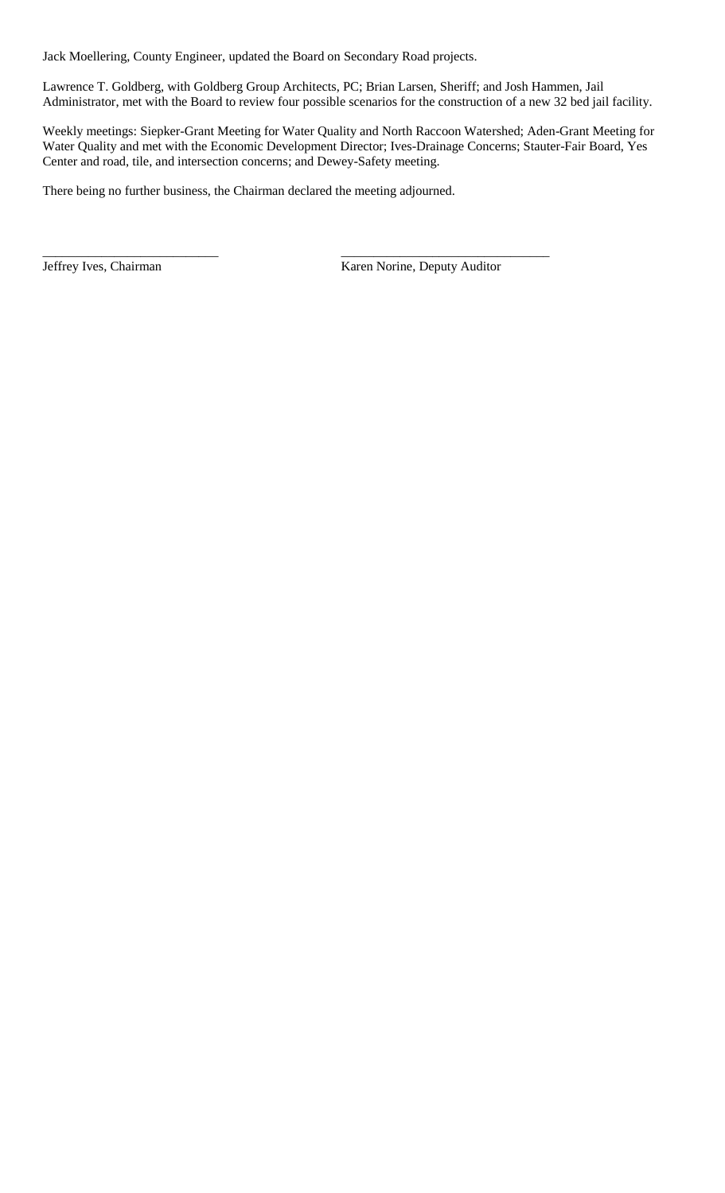Jack Moellering, County Engineer, updated the Board on Secondary Road projects.

Lawrence T. Goldberg, with Goldberg Group Architects, PC; Brian Larsen, Sheriff; and Josh Hammen, Jail Administrator, met with the Board to review four possible scenarios for the construction of a new 32 bed jail facility.

Weekly meetings: Siepker-Grant Meeting for Water Quality and North Raccoon Watershed; Aden-Grant Meeting for Water Quality and met with the Economic Development Director; Ives-Drainage Concerns; Stauter-Fair Board, Yes Center and road, tile, and intersection concerns; and Dewey-Safety meeting.

There being no further business, the Chairman declared the meeting adjourned.

| | |
|---|---|
| ___________________________ | _______________________________ |
| Jeffrey Ives, Chairman | Karen Norine, Deputy Auditor |